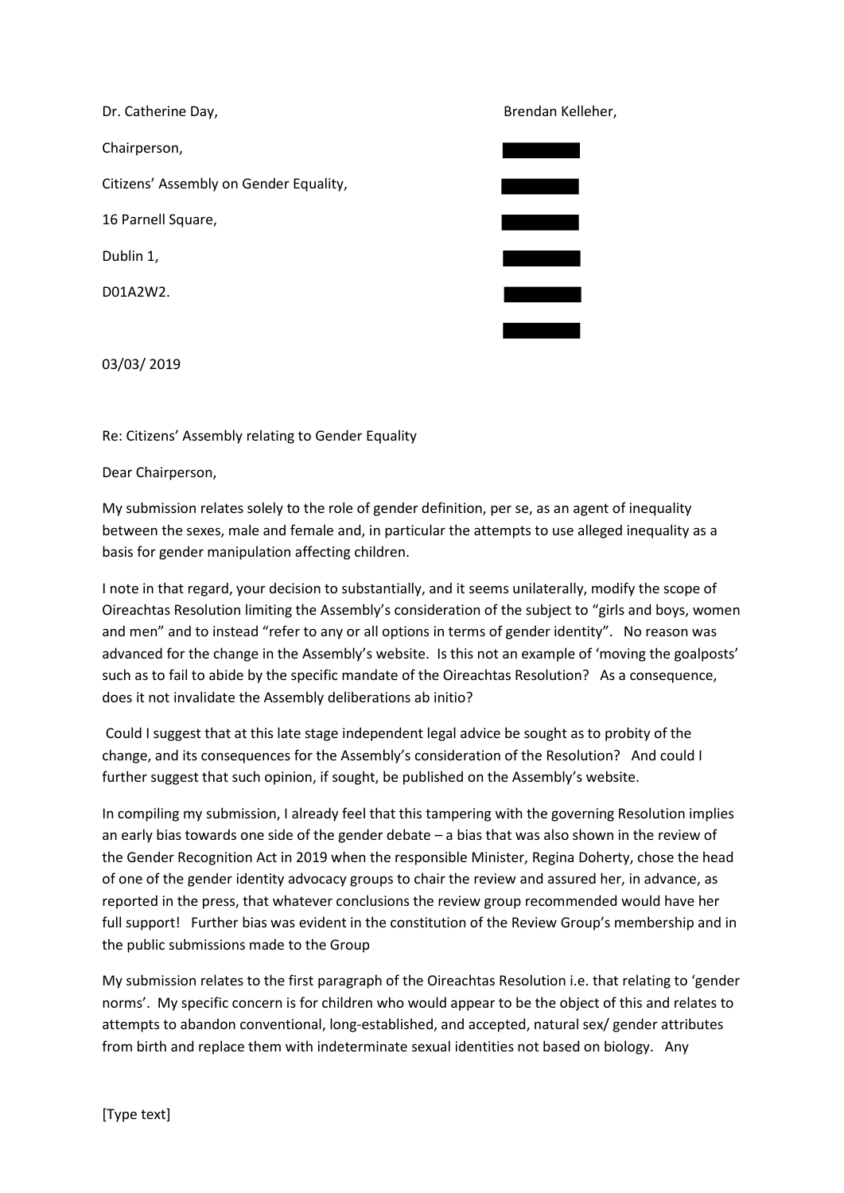Dr. Catherine Day,

Chairperson,

Citizens' Assembly on Gender Equality,

16 Parnell Square,

Dublin 1,

D01A2W2.

Brendan Kelleher,

03/03/ 2019

Re: Citizens' Assembly relating to Gender Equality

Dear Chairperson,

My submission relates solely to the role of gender definition, per se, as an agent of inequality between the sexes, male and female and, in particular the attempts to use alleged inequality as a basis for gender manipulation affecting children.

I note in that regard, your decision to substantially, and it seems unilaterally, modify the scope of Oireachtas Resolution limiting the Assembly's consideration of the subject to "girls and boys, women and men" and to instead "refer to any or all options in terms of gender identity". No reason was advanced for the change in the Assembly's website. Is this not an example of 'moving the goalposts' such as to fail to abide by the specific mandate of the Oireachtas Resolution? As a consequence, does it not invalidate the Assembly deliberations ab initio?

Could I suggest that at this late stage independent legal advice be sought as to probity of the change, and its consequences for the Assembly's consideration of the Resolution? And could I further suggest that such opinion, if sought, be published on the Assembly's website.

In compiling my submission, I already feel that this tampering with the governing Resolution implies an early bias towards one side of the gender debate – a bias that was also shown in the review of the Gender Recognition Act in 2019 when the responsible Minister, Regina Doherty, chose the head of one of the gender identity advocacy groups to chair the review and assured her, in advance, as reported in the press, that whatever conclusions the review group recommended would have her full support! Further bias was evident in the constitution of the Review Group's membership and in the public submissions made to the Group

My submission relates to the first paragraph of the Oireachtas Resolution i.e. that relating to 'gender norms'. My specific concern is for children who would appear to be the object of this and relates to attempts to abandon conventional, long-established, and accepted, natural sex/ gender attributes from birth and replace them with indeterminate sexual identities not based on biology. Any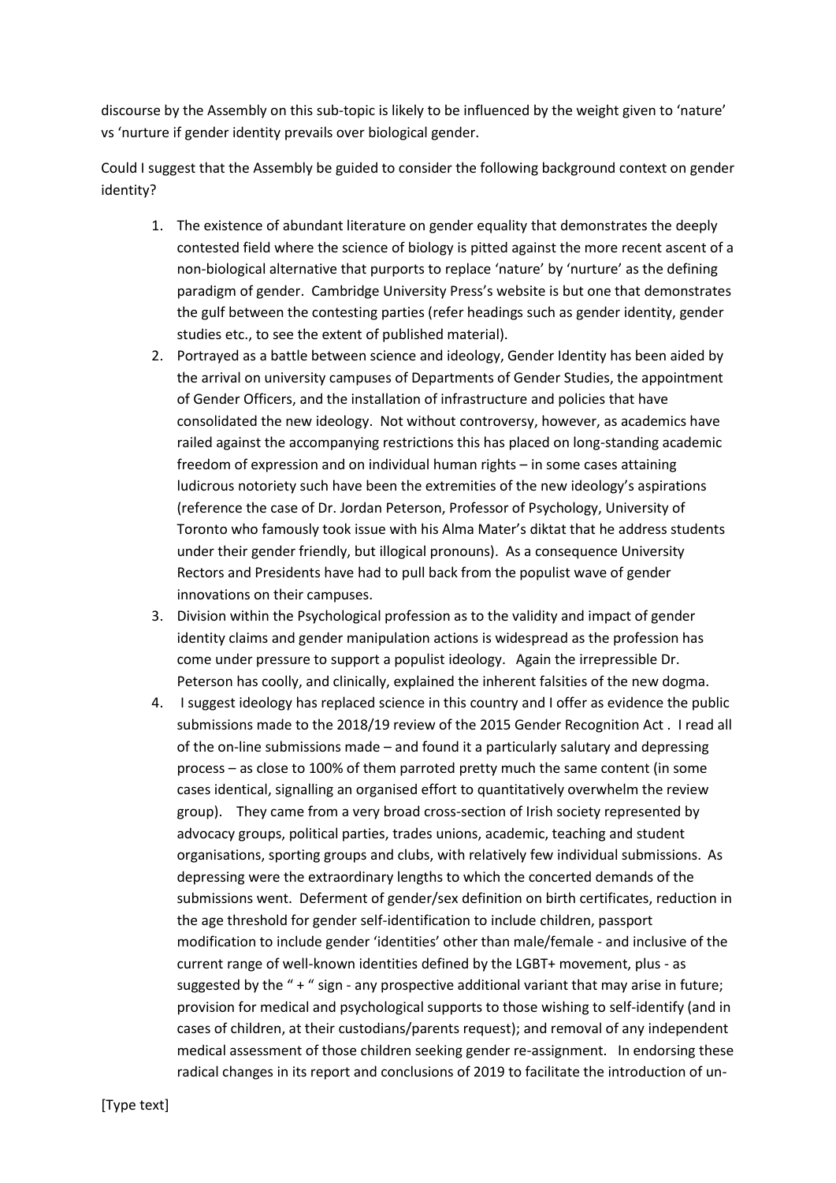discourse by the Assembly on this sub-topic is likely to be influenced by the weight given to 'nature' vs 'nurture if gender identity prevails over biological gender.

Could I suggest that the Assembly be guided to consider the following background context on gender identity?

1. The existence of abundant literature on gender equality that demonstrates the deeply contested field where the science of biology is pitted against the more recent ascent of a non-biological alternative that purports to replace 'nature' by 'nurture' as the defining paradigm of gender. Cambridge University Press's website is but one that demonstrates the gulf between the contesting parties (refer headings such as gender identity, gender studies etc., to see the extent of published material).
2. Portrayed as a battle between science and ideology, Gender Identity has been aided by the arrival on university campuses of Departments of Gender Studies, the appointment of Gender Officers, and the installation of infrastructure and policies that have consolidated the new ideology. Not without controversy, however, as academics have railed against the accompanying restrictions this has placed on long-standing academic freedom of expression and on individual human rights – in some cases attaining ludicrous notoriety such have been the extremities of the new ideology's aspirations (reference the case of Dr. Jordan Peterson, Professor of Psychology, University of Toronto who famously took issue with his Alma Mater's diktat that he address students under their gender friendly, but illogical pronouns). As a consequence University Rectors and Presidents have had to pull back from the populist wave of gender innovations on their campuses.
3. Division within the Psychological profession as to the validity and impact of gender identity claims and gender manipulation actions is widespread as the profession has come under pressure to support a populist ideology. Again the irrepressible Dr. Peterson has coolly, and clinically, explained the inherent falsities of the new dogma.
4. I suggest ideology has replaced science in this country and I offer as evidence the public submissions made to the 2018/19 review of the 2015 Gender Recognition Act . I read all of the on-line submissions made – and found it a particularly salutary and depressing process – as close to 100% of them parroted pretty much the same content (in some cases identical, signalling an organised effort to quantitatively overwhelm the review group). They came from a very broad cross-section of Irish society represented by advocacy groups, political parties, trades unions, academic, teaching and student organisations, sporting groups and clubs, with relatively few individual submissions. As depressing were the extraordinary lengths to which the concerted demands of the submissions went. Deferment of gender/sex definition on birth certificates, reduction in the age threshold for gender self-identification to include children, passport modification to include gender 'identities' other than male/female - and inclusive of the current range of well-known identities defined by the LGBT+ movement, plus - as suggested by the " + " sign - any prospective additional variant that may arise in future; provision for medical and psychological supports to those wishing to self-identify (and in cases of children, at their custodians/parents request); and removal of any independent medical assessment of those children seeking gender re-assignment. In endorsing these radical changes in its report and conclusions of 2019 to facilitate the introduction of un-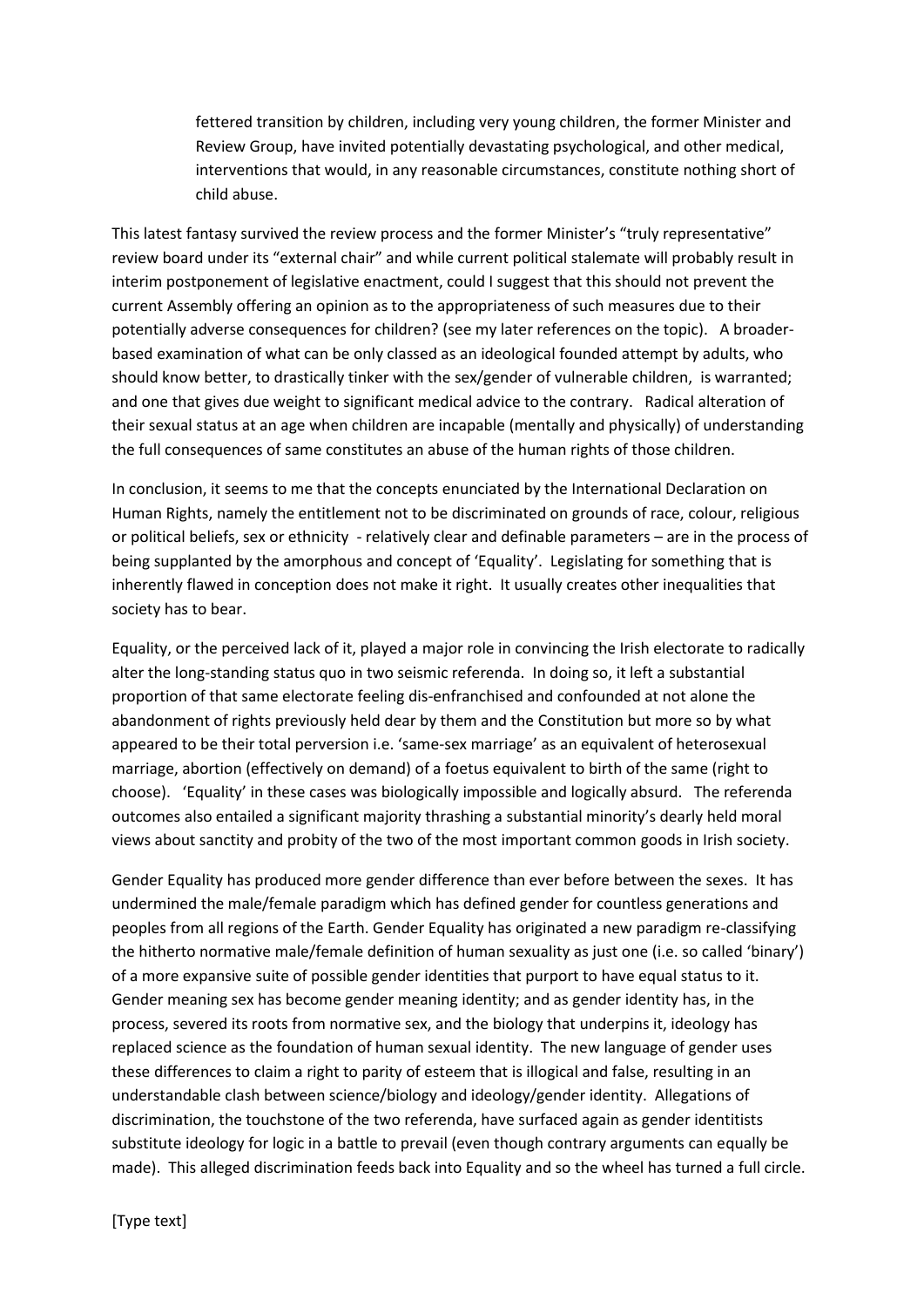> fettered transition by children, including very young children, the former Minister and Review Group, have invited potentially devastating psychological, and other medical, interventions that would, in any reasonable circumstances, constitute nothing short of child abuse.

This latest fantasy survived the review process and the former Minister's "truly representative" review board under its "external chair" and while current political stalemate will probably result in interim postponement of legislative enactment, could I suggest that this should not prevent the current Assembly offering an opinion as to the appropriateness of such measures due to their potentially adverse consequences for children? (see my later references on the topic). A broader-based examination of what can be only classed as an ideological founded attempt by adults, who should know better, to drastically tinker with the sex/gender of vulnerable children, is warranted; and one that gives due weight to significant medical advice to the contrary. Radical alteration of their sexual status at an age when children are incapable (mentally and physically) of understanding the full consequences of same constitutes an abuse of the human rights of those children.

In conclusion, it seems to me that the concepts enunciated by the International Declaration on Human Rights, namely the entitlement not to be discriminated on grounds of race, colour, religious or political beliefs, sex or ethnicity - relatively clear and definable parameters – are in the process of being supplanted by the amorphous and concept of 'Equality'. Legislating for something that is inherently flawed in conception does not make it right. It usually creates other inequalities that society has to bear.

Equality, or the perceived lack of it, played a major role in convincing the Irish electorate to radically alter the long-standing status quo in two seismic referenda. In doing so, it left a substantial proportion of that same electorate feeling dis-enfranchised and confounded at not alone the abandonment of rights previously held dear by them and the Constitution but more so by what appeared to be their total perversion i.e. 'same-sex marriage' as an equivalent of heterosexual marriage, abortion (effectively on demand) of a foetus equivalent to birth of the same (right to choose). 'Equality' in these cases was biologically impossible and logically absurd. The referenda outcomes also entailed a significant majority thrashing a substantial minority's dearly held moral views about sanctity and probity of the two of the most important common goods in Irish society.

Gender Equality has produced more gender difference than ever before between the sexes. It has undermined the male/female paradigm which has defined gender for countless generations and peoples from all regions of the Earth. Gender Equality has originated a new paradigm re-classifying the hitherto normative male/female definition of human sexuality as just one (i.e. so called 'binary') of a more expansive suite of possible gender identities that purport to have equal status to it. Gender meaning sex has become gender meaning identity; and as gender identity has, in the process, severed its roots from normative sex, and the biology that underpins it, ideology has replaced science as the foundation of human sexual identity. The new language of gender uses these differences to claim a right to parity of esteem that is illogical and false, resulting in an understandable clash between science/biology and ideology/gender identity. Allegations of discrimination, the touchstone of the two referenda, have surfaced again as gender identitists substitute ideology for logic in a battle to prevail (even though contrary arguments can equally be made). This alleged discrimination feeds back into Equality and so the wheel has turned a full circle.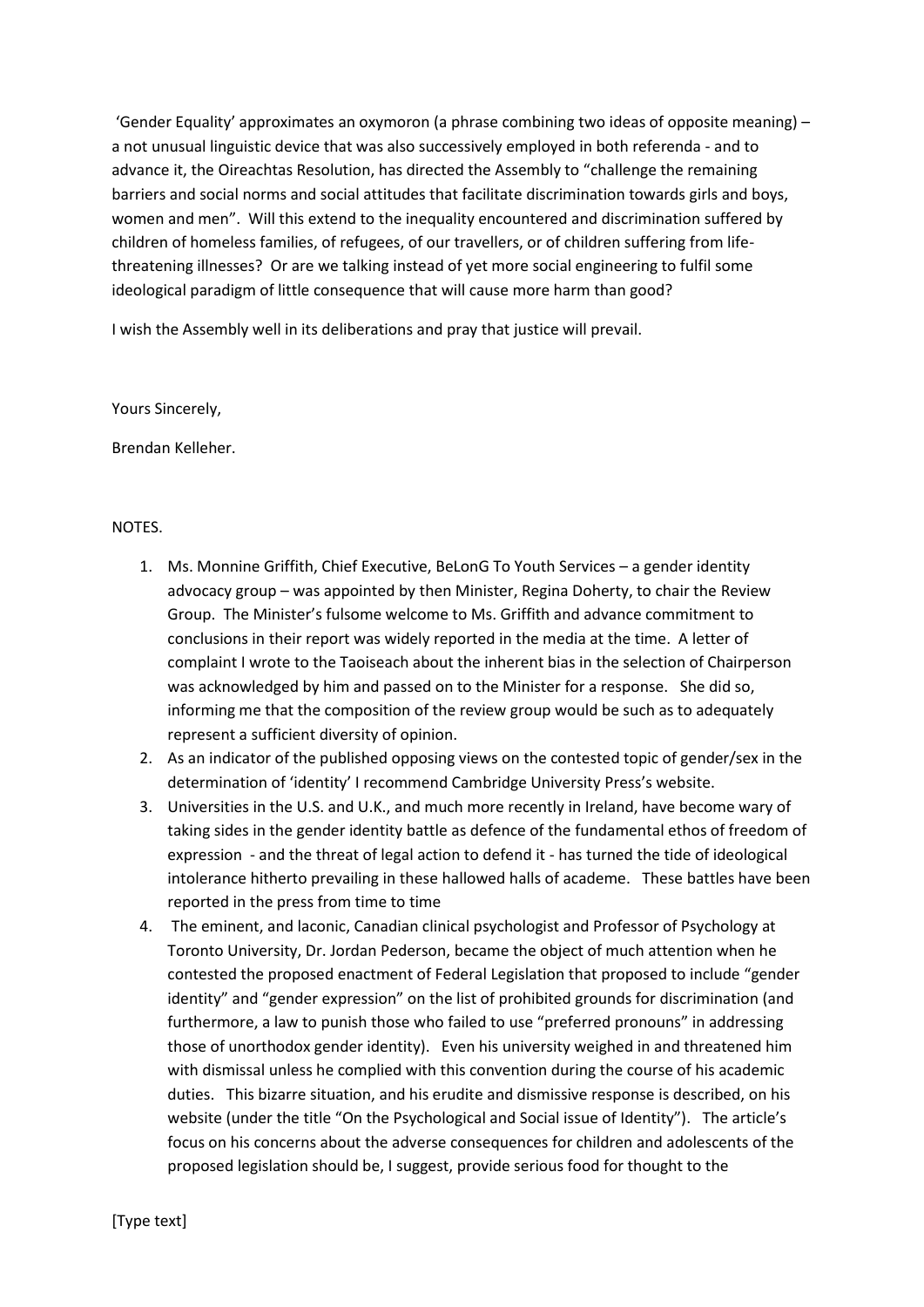'Gender Equality' approximates an oxymoron (a phrase combining two ideas of opposite meaning) – a not unusual linguistic device that was also successively employed in both referenda - and to advance it, the Oireachtas Resolution, has directed the Assembly to "challenge the remaining barriers and social norms and social attitudes that facilitate discrimination towards girls and boys, women and men". Will this extend to the inequality encountered and discrimination suffered by children of homeless families, of refugees, of our travellers, or of children suffering from life-threatening illnesses? Or are we talking instead of yet more social engineering to fulfil some ideological paradigm of little consequence that will cause more harm than good?

I wish the Assembly well in its deliberations and pray that justice will prevail.

Yours Sincerely,

Brendan Kelleher.

NOTES.

1. Ms. Monnine Griffith, Chief Executive, BeLonG To Youth Services – a gender identity advocacy group – was appointed by then Minister, Regina Doherty, to chair the Review Group. The Minister's fulsome welcome to Ms. Griffith and advance commitment to conclusions in their report was widely reported in the media at the time. A letter of complaint I wrote to the Taoiseach about the inherent bias in the selection of Chairperson was acknowledged by him and passed on to the Minister for a response. She did so, informing me that the composition of the review group would be such as to adequately represent a sufficient diversity of opinion.
2. As an indicator of the published opposing views on the contested topic of gender/sex in the determination of 'identity' I recommend Cambridge University Press's website.
3. Universities in the U.S. and U.K., and much more recently in Ireland, have become wary of taking sides in the gender identity battle as defence of the fundamental ethos of freedom of expression - and the threat of legal action to defend it - has turned the tide of ideological intolerance hitherto prevailing in these hallowed halls of academe. These battles have been reported in the press from time to time
4. The eminent, and laconic, Canadian clinical psychologist and Professor of Psychology at Toronto University, Dr. Jordan Pederson, became the object of much attention when he contested the proposed enactment of Federal Legislation that proposed to include "gender identity" and "gender expression" on the list of prohibited grounds for discrimination (and furthermore, a law to punish those who failed to use "preferred pronouns" in addressing those of unorthodox gender identity). Even his university weighed in and threatened him with dismissal unless he complied with this convention during the course of his academic duties. This bizarre situation, and his erudite and dismissive response is described, on his website (under the title "On the Psychological and Social issue of Identity"). The article's focus on his concerns about the adverse consequences for children and adolescents of the proposed legislation should be, I suggest, provide serious food for thought to the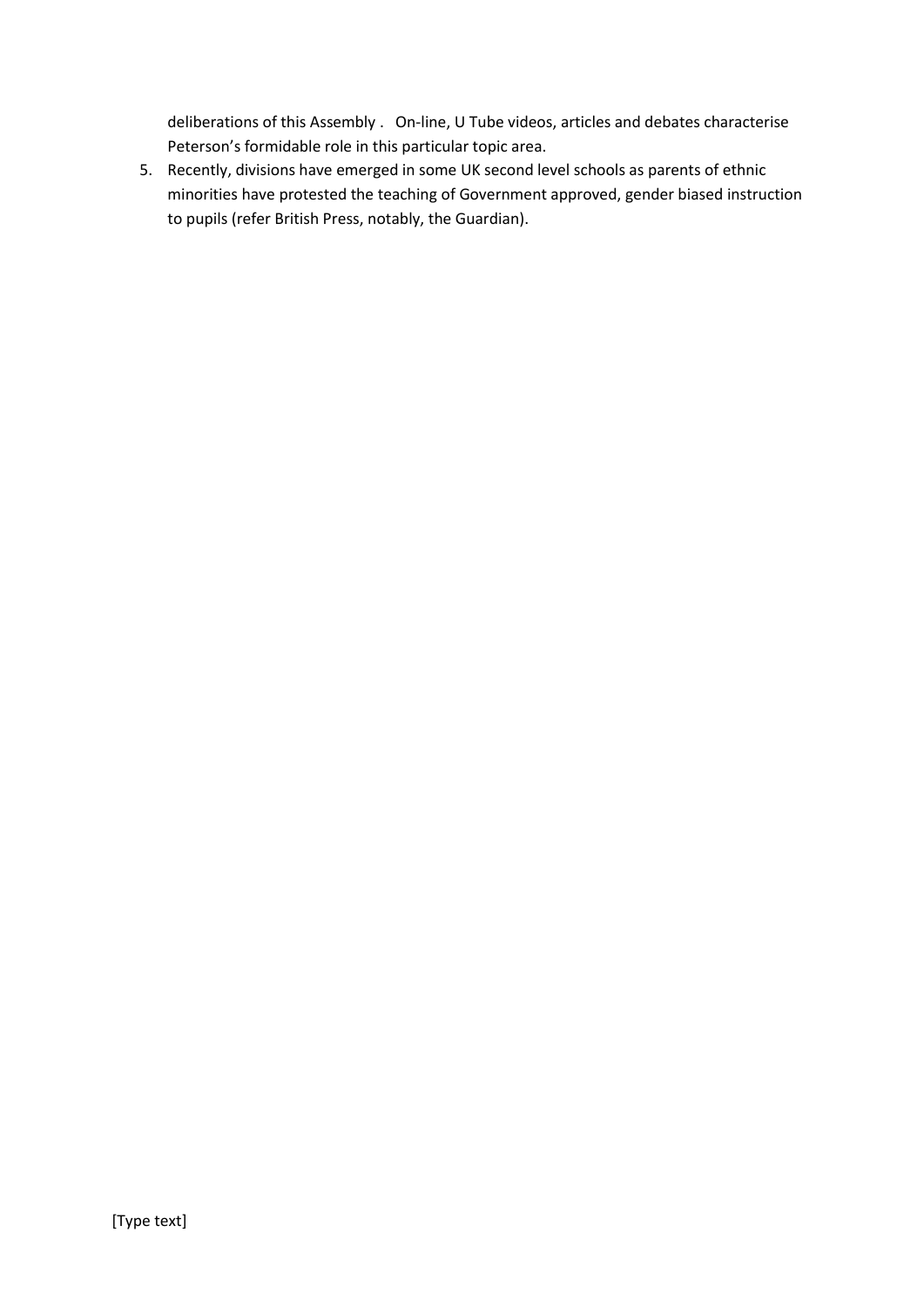deliberations of this Assembly . On-line, U Tube videos, articles and debates characterise Peterson's formidable role in this particular topic area.

5. Recently, divisions have emerged in some UK second level schools as parents of ethnic minorities have protested the teaching of Government approved, gender biased instruction to pupils (refer British Press, notably, the Guardian).